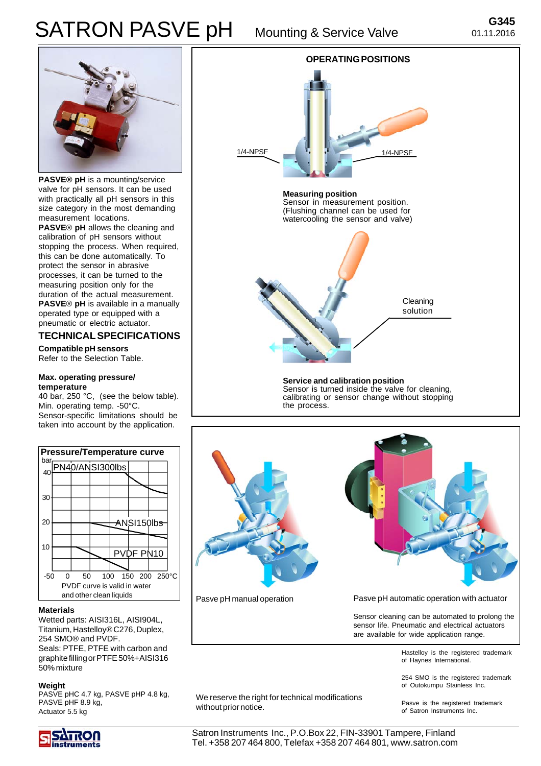# SATRON PASVE pH Mounting & Service Valve

G345
01.11.2016

**PASVE® pH** is a mounting/service valve for pH sensors. It can be used with practically all pH sensors in this size category in the most demanding measurement locations.

**PASVE® pH** allows the cleaning and calibration of pH sensors without stopping the process. When required, this can be done automatically. To protect the sensor in abrasive processes, it can be turned to the measuring position only for the duration of the actual measurement.

**PASVE® pH** is available in a manually operated type or equipped with a pneumatic or electric actuator.

## TECHNICAL SPECIFICATIONS

**Compatible pH sensors**
Refer to the Selection Table.

**Max. operating pressure/ temperature**
40 bar, 250 °C, (see the below table).
Min. operating temp. -50°C.
Sensor-specific limitations should be taken into account by the application.

**Pressure/Temperature curve**

bar: 40, 30, 20, 10

PN40/ANSI300lbs

ANSI150lbs

PVDF PN10

-50 0 50 100 150 200 250°C

PVDF curve is valid in water and other clean liquids

**Materials**
Wetted parts: AISI316L, AISI904L, Titanium, Hastelloy® C276, Duplex, 254 SMO® and PVDF.
Seals: PTFE, PTFE with carbon and graphite filling or PTFE 50%+AISI316 50% mixture

**Weight**
PASVE pHC 4.7 kg, PASVE pHP 4.8 kg,
PASVE pHF 8.9 kg,
Actuator 5.5 kg

## OPERATING POSITIONS

1/4-NPSF  1/4-NPSF

**Measuring position**
Sensor in measurement position.
(Flushing channel can be used for watercooling the sensor and valve)

Cleaning solution

**Service and calibration position**
Sensor is turned inside the valve for cleaning, calibrating or sensor change without stopping the process.

Pasve pH manual operation

Pasve pH automatic operation with actuator

Sensor cleaning can be automated to prolong the sensor life. Pneumatic and electrical actuators are available for wide application range.

We reserve the right for technical modifications without prior notice.

Hastelloy is the registered trademark of Haynes International.

254 SMO is the registered trademark of Outokumpu Stainless Inc.

Pasve is the registered trademark of Satron Instruments Inc.

Satron Instruments Inc., P.O.Box 22, FIN-33901 Tampere, Finland
Tel. +358 207 464 800, Telefax +358 207 464 801, www.satron.com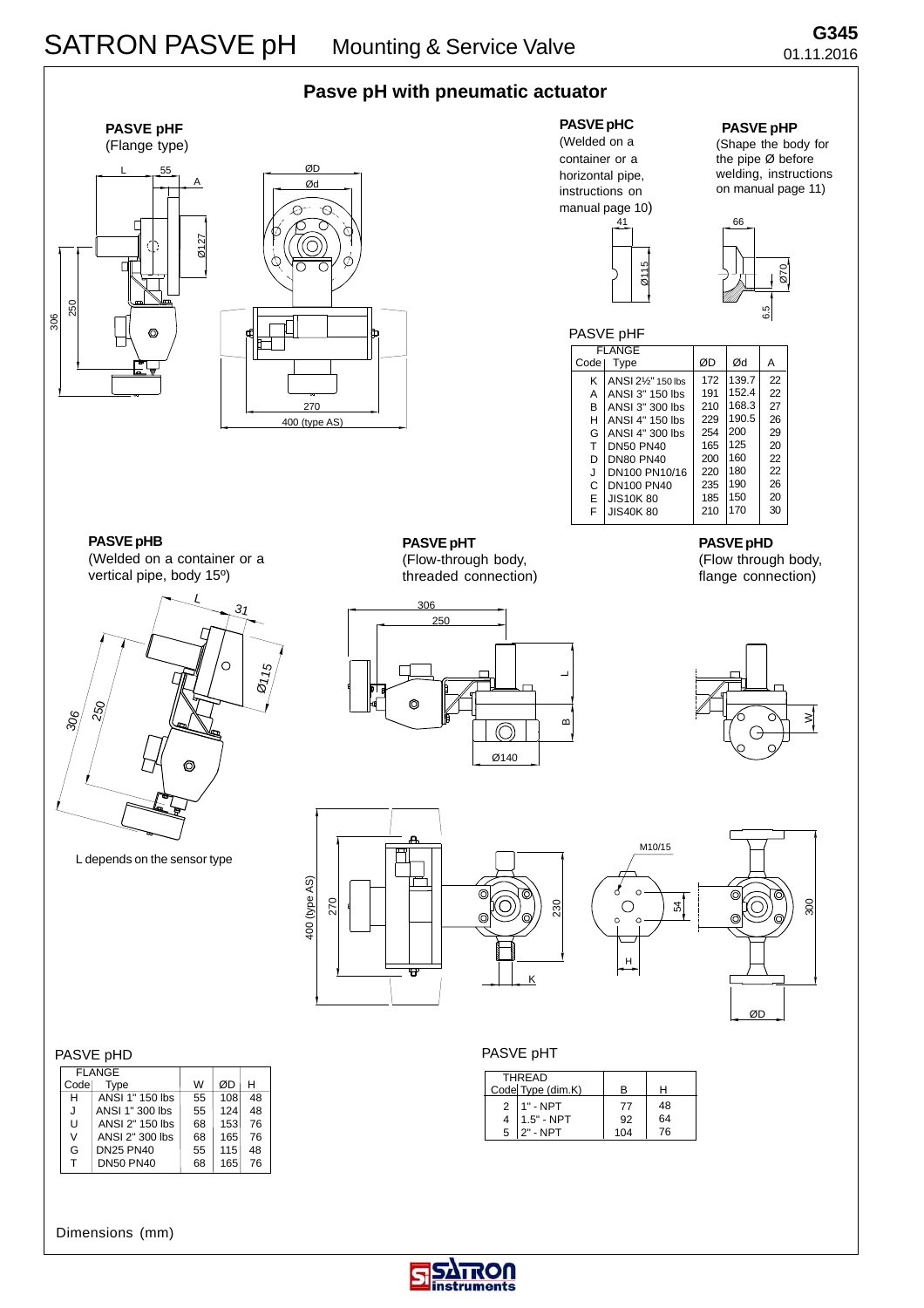# Pasve pH with pneumatic actuator

## PASVE pHF
(Flange type)

## PASVE pHC
(Welded on a container or a horizontal pipe, instructions on manual page 10)

## PASVE pHP
(Shape the body for the pipe Ø before welding, instructions on manual page 11)

PASVE pHF

| FLANGE Code | Type | ØD | Ød | A |
|---|---|---|---|---|
| K | ANSI 2½" 150 lbs | 172 | 139.7 | 22 |
| A | ANSI 3" 150 lbs | 191 | 152.4 | 22 |
| B | ANSI 3" 300 lbs | 210 | 168.3 | 27 |
| H | ANSI 4" 150 lbs | 229 | 190.5 | 26 |
| G | ANSI 4" 300 lbs | 254 | 200 | 29 |
| T | DN50 PN40 | 165 | 125 | 20 |
| D | DN80 PN40 | 200 | 160 | 22 |
| J | DN100 PN10/16 | 220 | 180 | 22 |
| C | DN100 PN40 | 235 | 190 | 26 |
| E | JIS10K 80 | 185 | 150 | 20 |
| F | JIS40K 80 | 210 | 170 | 30 |

## PASVE pHB
(Welded on a container or a vertical pipe, body 15º)

L depends on the sensor type

## PASVE pHT
(Flow-through body, threaded connection)

## PASVE pHD
(Flow through body, flange connection)

PASVE pHD

| FLANGE Code | Type | W | ØD | H |
|---|---|---|---|---|
| H | ANSI 1" 150 lbs | 55 | 108 | 48 |
| J | ANSI 1" 300 lbs | 55 | 124 | 48 |
| U | ANSI 2" 150 lbs | 68 | 153 | 76 |
| V | ANSI 2" 300 lbs | 68 | 165 | 76 |
| G | DN25 PN40 | 55 | 115 | 48 |
| T | DN50 PN40 | 68 | 165 | 76 |

PASVE pHT

| THREAD Code | Type (dim.K) | B | H |
|---|---|---|---|
| 2 | 1" - NPT | 77 | 48 |
| 4 | 1.5" - NPT | 92 | 64 |
| 5 | 2" - NPT | 104 | 76 |

Dimensions (mm)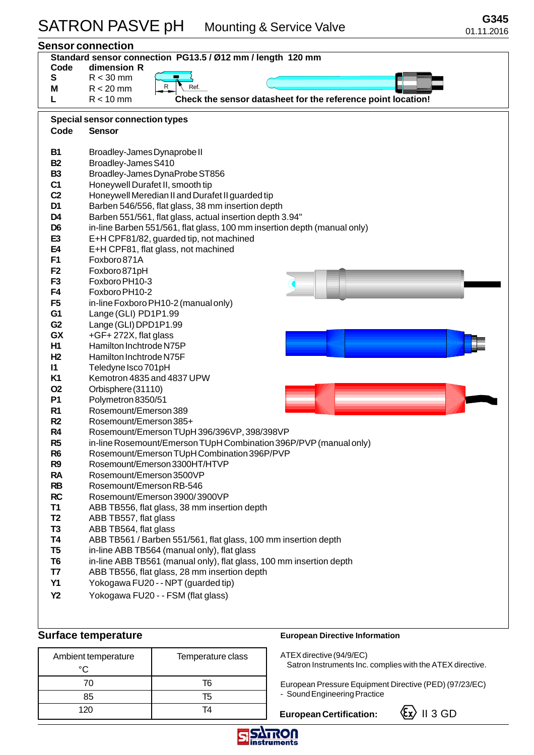# SATRON PASVE pH Mounting & Service Valve

G345
01.11.2016

## Sensor connection

**Standard sensor connection PG13.5 / Ø12 mm / length 120 mm**

| Code | dimension R |
|---|---|
| S | R < 30 mm |
| M | R < 20 mm |
| L | R < 10 mm |

R Ref.

**Check the sensor datasheet for the reference point location!**

**Special sensor connection types**

| Code | Sensor |
|---|---|
| B1 | Broadley-James Dynaprobe II |
| B2 | Broadley-James S410 |
| B3 | Broadley-James DynaProbe ST856 |
| C1 | Honeywell Durafet II, smooth tip |
| C2 | Honeywell Meredian II and Durafet II guarded tip |
| D1 | Barben 546/556, flat glass, 38 mm insertion depth |
| D4 | Barben 551/561, flat glass, actual insertion depth 3.94" |
| D6 | in-line Barben 551/561, flat glass, 100 mm insertion depth (manual only) |
| E3 | E+H CPF81/82, guarded tip, not machined |
| E4 | E+H CPF81, flat glass, not machined |
| F1 | Foxboro 871A |
| F2 | Foxboro 871pH |
| F3 | Foxboro PH10-3 |
| F4 | Foxboro PH10-2 |
| F5 | in-line Foxboro PH10-2 (manual only) |
| G1 | Lange (GLI) PD1P1.99 |
| G2 | Lange (GLI) DPD1P1.99 |
| GX | +GF+ 272X, flat glass |
| H1 | Hamilton Inchtrode N75P |
| H2 | Hamilton Inchtrode N75F |
| I1 | Teledyne Isco 701pH |
| K1 | Kemotron 4835 and 4837 UPW |
| O2 | Orbisphere (31110) |
| P1 | Polymetron 8350/51 |
| R1 | Rosemount/Emerson 389 |
| R2 | Rosemount/Emerson 385+ |
| R4 | Rosemount/Emerson TUpH 396/396VP, 398/398VP |
| R5 | in-line Rosemount/Emerson TUpH Combination 396P/PVP (manual only) |
| R6 | Rosemount/Emerson TUpH Combination 396P/PVP |
| R9 | Rosemount/Emerson 3300HT/HTVP |
| RA | Rosemount/Emerson 3500VP |
| RB | Rosemount/Emerson RB-546 |
| RC | Rosemount/Emerson 3900/ 3900VP |
| T1 | ABB TB556, flat glass, 38 mm insertion depth |
| T2 | ABB TB557, flat glass |
| T3 | ABB TB564, flat glass |
| T4 | ABB TB561 / Barben 551/561, flat glass, 100 mm insertion depth |
| T5 | in-line ABB TB564 (manual only), flat glass |
| T6 | in-line ABB TB561 (manual only), flat glass, 100 mm insertion depth |
| T7 | ABB TB556, flat glass, 28 mm insertion depth |
| Y1 | Yokogawa FU20 - - NPT (guarded tip) |
| Y2 | Yokogawa FU20 - - FSM (flat glass) |

## Surface temperature

| Ambient temperature °C | Temperature class |
|---|---|
| 70 | T6 |
| 85 | T5 |
| 120 | T4 |

**European Directive Information**

ATEX directive (94/9/EC)
Satron Instruments Inc. complies with the ATEX directive.

European Pressure Equipment Directive (PED) (97/23/EC)
- Sound Engineering Practice

**European Certification:** Ex II 3 GD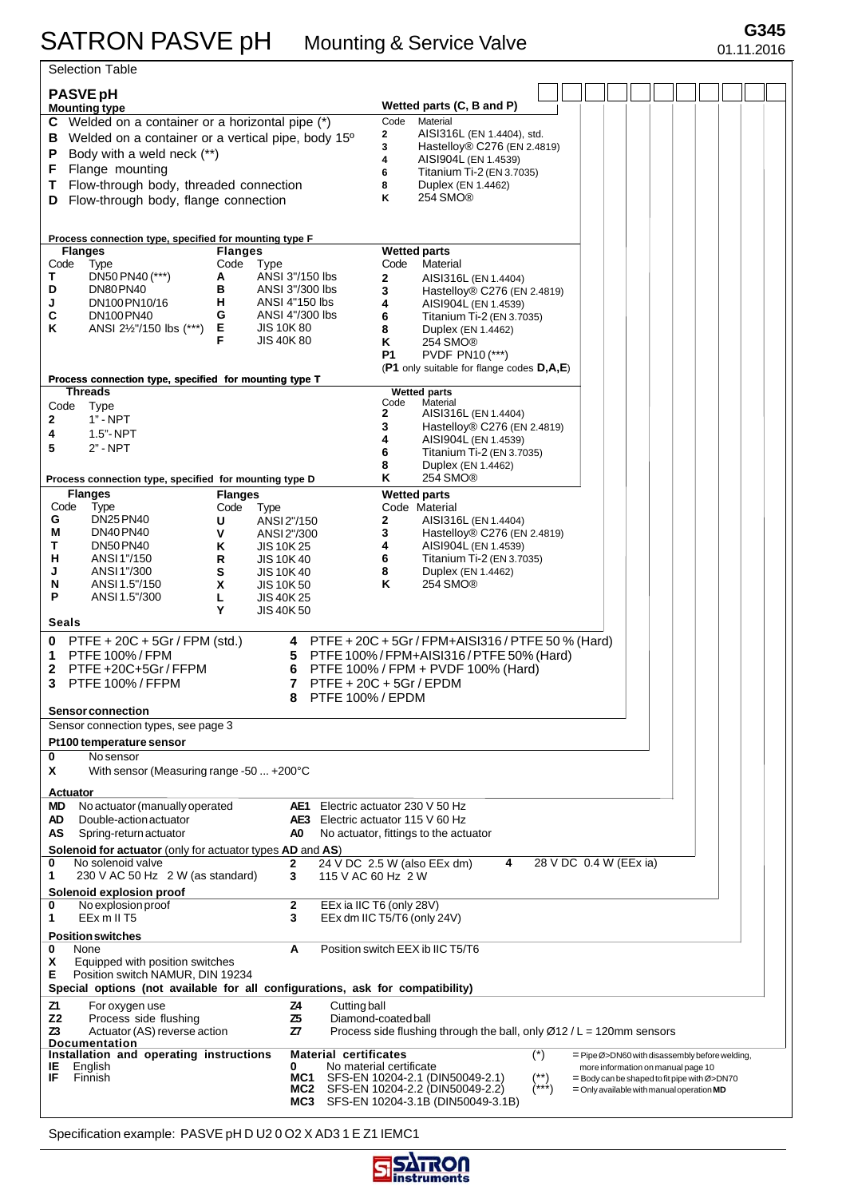# SATRON PASVE pH Mounting & Service Valve

G345
01.11.2016

## Selection Table

### PASVE pH

**Mounting type**

- **C** Welded on a container or a horizontal pipe (*)
- **B** Welded on a container or a vertical pipe, body 15º
- **P** Body with a weld neck (**)
- **F** Flange mounting
- **T** Flow-through body, threaded connection
- **D** Flow-through body, flange connection

**Wetted parts (C, B and P)**

| Code | Material |
|---|---|
| 2 | AISI316L (EN 1.4404), std. |
| 3 | Hastelloy® C276 (EN 2.4819) |
| 4 | AISI904L (EN 1.4539) |
| 6 | Titanium Ti-2 (EN 3.7035) |
| 8 | Duplex (EN 1.4462) |
| K | 254 SMO® |

**Process connection type, specified for mounting type F**

Flanges

| Code | Type | Code | Type |
|---|---|---|---|
| T | DN50 PN40 (***) | A | ANSI 3"/150 lbs |
| D | DN80 PN40 | B | ANSI 3"/300 lbs |
| J | DN100 PN10/16 | H | ANSI 4"/150 lbs |
| C | DN100 PN40 | G | ANSI 4"/300 lbs |
| K | ANSI 2½"/150 lbs (***) | E | JIS 10K 80 |
| | | F | JIS 40K 80 |

Wetted parts

| Code | Material |
|---|---|
| 2 | AISI316L (EN 1.4404) |
| 3 | Hastelloy® C276 (EN 2.4819) |
| 4 | AISI904L (EN 1.4539) |
| 6 | Titanium Ti-2 (EN 3.7035) |
| 8 | Duplex (EN 1.4462) |
| K | 254 SMO® |
| P1 | PVDF PN10 (***) |

(**P1** only suitable for flange codes **D,A,E**)

**Process connection type, specified for mounting type T**

Threads

| Code | Type |
|---|---|
| 2 | 1" - NPT |
| 4 | 1.5"- NPT |
| 5 | 2" - NPT |

Wetted parts

| Code | Material |
|---|---|
| 2 | AISI316L (EN 1.4404) |
| 3 | Hastelloy® C276 (EN 2.4819) |
| 4 | AISI904L (EN 1.4539) |
| 6 | Titanium Ti-2 (EN 3.7035) |
| 8 | Duplex (EN 1.4462) |
| K | 254 SMO® |

**Process connection type, specified for mounting type D**

Flanges

| Code | Type | Code | Type |
|---|---|---|---|
| G | DN25 PN40 | U | ANSI 2"/150 |
| M | DN40 PN40 | V | ANSI 2"/300 |
| T | DN50 PN40 | K | JIS 10K 25 |
| H | ANSI 1"/150 | R | JIS 10K 40 |
| J | ANSI 1"/300 | S | JIS 10K 40 |
| N | ANSI 1.5"/150 | X | JIS 10K 50 |
| P | ANSI 1.5"/300 | L | JIS 40K 25 |
| | | Y | JIS 40K 50 |

Wetted parts

| Code | Material |
|---|---|
| 2 | AISI316L (EN 1.4404) |
| 3 | Hastelloy® C276 (EN 2.4819) |
| 4 | AISI904L (EN 1.4539) |
| 6 | Titanium Ti-2 (EN 3.7035) |
| 8 | Duplex (EN 1.4462) |
| K | 254 SMO® |

**Seals**

- **0** PTFE + 20C + 5Gr / FPM (std.)
- **1** PTFE 100% / FPM
- **2** PTFE +20C+5Gr / FFPM
- **3** PTFE 100% / FFPM
- **4** PTFE + 20C + 5Gr / FPM+AISI316 / PTFE 50 % (Hard)
- **5** PTFE 100% / FPM+AISI316 / PTFE 50% (Hard)
- **6** PTFE 100% / FPM + PVDF 100% (Hard)
- **7** PTFE + 20C + 5Gr / EPDM
- **8** PTFE 100% / EPDM

**Sensor connection**

Sensor connection types, see page 3

**Pt100 temperature sensor**

- **0** No sensor
- **X** With sensor (Measuring range -50 ... +200°C

**Actuator**

- **MD** No actuator (manually operated
- **AD** Double-action actuator
- **AS** Spring-return actuator
- **AE1** Electric actuator 230 V 50 Hz
- **AE3** Electric actuator 115 V 60 Hz
- **A0** No actuator, fittings to the actuator

**Solenoid for actuator** (only for actuator types **AD** and **AS**)

- **0** No solenoid valve
- **1** 230 V AC 50 Hz 2 W (as standard)
- **2** 24 V DC 2.5 W (also EEx dm)
- **3** 115 V AC 60 Hz 2 W
- **4** 28 V DC 0.4 W (EEx ia)

**Solenoid explosion proof**

- **0** No explosion proof
- **1** EEx m II T5
- **2** EEx ia IIC T6 (only 28V)
- **3** EEx dm IIC T5/T6 (only 24V)

**Position switches**

- **0** None
- **X** Equipped with position switches
- **E** Position switch NAMUR, DIN 19234
- **A** Position switch EEX ib IIC T5/T6

**Special options (not available for all configurations, ask for compatibility)**

- **Z1** For oxygen use
- **Z2** Process side flushing
- **Z3** Actuator (AS) reverse action
- **Z4** Cutting ball
- **Z5** Diamond-coated ball
- **Z7** Process side flushing through the ball, only Ø12 / L = 120mm sensors

**Documentation**

**Installation and operating instructions**

- **IE** English
- **IF** Finnish

**Material certificates**

- **0** No material certificate
- **MC1** SFS-EN 10204-2.1 (DIN50049-2.1)
- **MC2** SFS-EN 10204-2.2 (DIN50049-2.2)
- **MC3** SFS-EN 10204-3.1B (DIN50049-3.1B)

(*) = Pipe Ø>DN60 with disassembly before welding, more information on manual page 10
(**) = Body can be shaped to fit pipe with Ø>DN70
(***) = Only available with manual operation **MD**

Specification example: PASVE pH D U2 0 O2 X AD3 1 E Z1 IEMC1